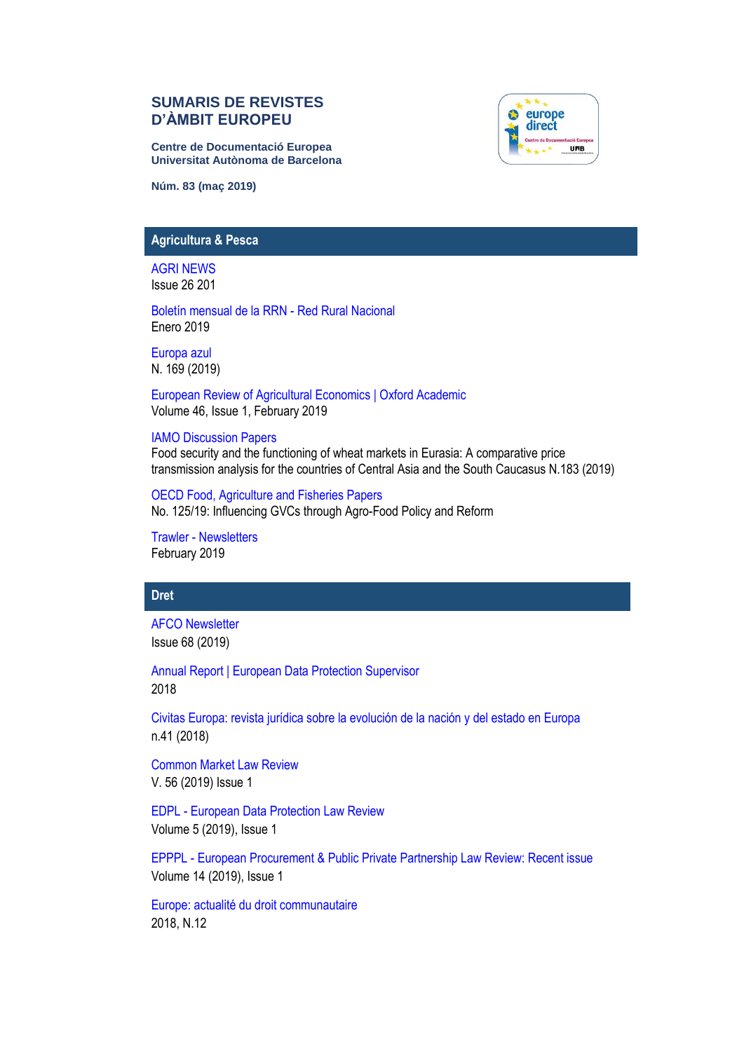# SUMARIS DE REVISTES D'ÀMBIT EUROPEU

**Centre de Documentació Europea**
**Universitat Autònoma de Barcelona**

**Núm. 83 (maç 2019)**

## Agricultura & Pesca

AGRI NEWS
Issue 26 201

Boletín mensual de la RRN - Red Rural Nacional
Enero 2019

Europa azul
N. 169 (2019)

European Review of Agricultural Economics | Oxford Academic
Volume 46, Issue 1, February 2019

IAMO Discussion Papers
Food security and the functioning of wheat markets in Eurasia: A comparative price transmission analysis for the countries of Central Asia and the South Caucasus N.183 (2019)

OECD Food, Agriculture and Fisheries Papers
No. 125/19: Influencing GVCs through Agro-Food Policy and Reform

Trawler - Newsletters
February 2019

## Dret

AFCO Newsletter
Issue 68 (2019)

Annual Report | European Data Protection Supervisor
2018

Civitas Europa: revista jurídica sobre la evolución de la nación y del estado en Europa
n.41 (2018)

Common Market Law Review
V. 56 (2019) Issue 1

EDPL - European Data Protection Law Review
Volume 5 (2019), Issue 1

EPPPL - European Procurement & Public Private Partnership Law Review: Recent issue
Volume 14 (2019), Issue 1

Europe: actualité du droit communautaire
2018, N.12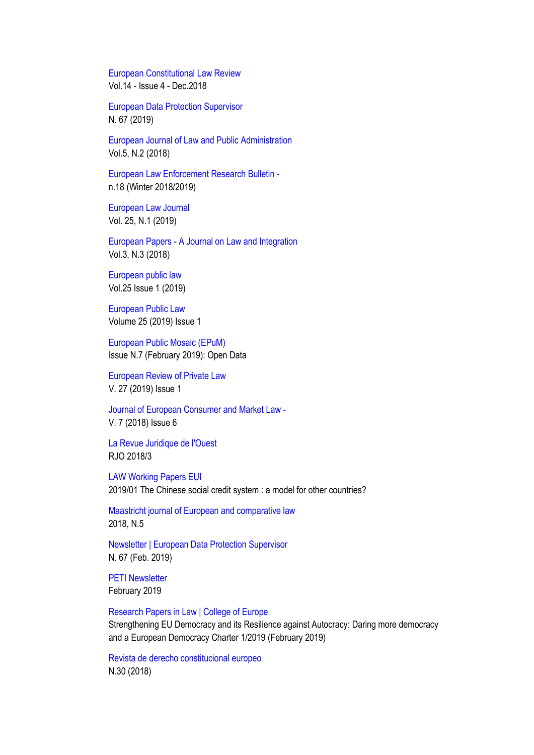European Constitutional Law Review
Vol.14 - Issue 4 - Dec.2018

European Data Protection Supervisor
N. 67 (2019)

European Journal of Law and Public Administration
Vol.5, N.2 (2018)

European Law Enforcement Research Bulletin -
n.18 (Winter 2018/2019)

European Law Journal
Vol. 25, N.1 (2019)

European Papers - A Journal on Law and Integration
Vol.3, N.3 (2018)

European public law
Vol.25 Issue 1 (2019)

European Public Law
Volume 25 (2019) Issue 1

European Public Mosaic (EPuM)
Issue N.7 (February 2019): Open Data

European Review of Private Law
V. 27 (2019) Issue 1

Journal of European Consumer and Market Law -
V. 7 (2018) Issue 6

La Revue Juridique de l'Ouest
RJO 2018/3

LAW Working Papers EUI
2019/01 The Chinese social credit system : a model for other countries?

Maastricht journal of European and comparative law
2018, N.5

Newsletter | European Data Protection Supervisor
N. 67 (Feb. 2019)

PETI Newsletter
February 2019

Research Papers in Law | College of Europe
Strengthening EU Democracy and its Resilience against Autocracy: Daring more democracy and a European Democracy Charter 1/2019 (February 2019)

Revista de derecho constitucional europeo
N.30 (2018)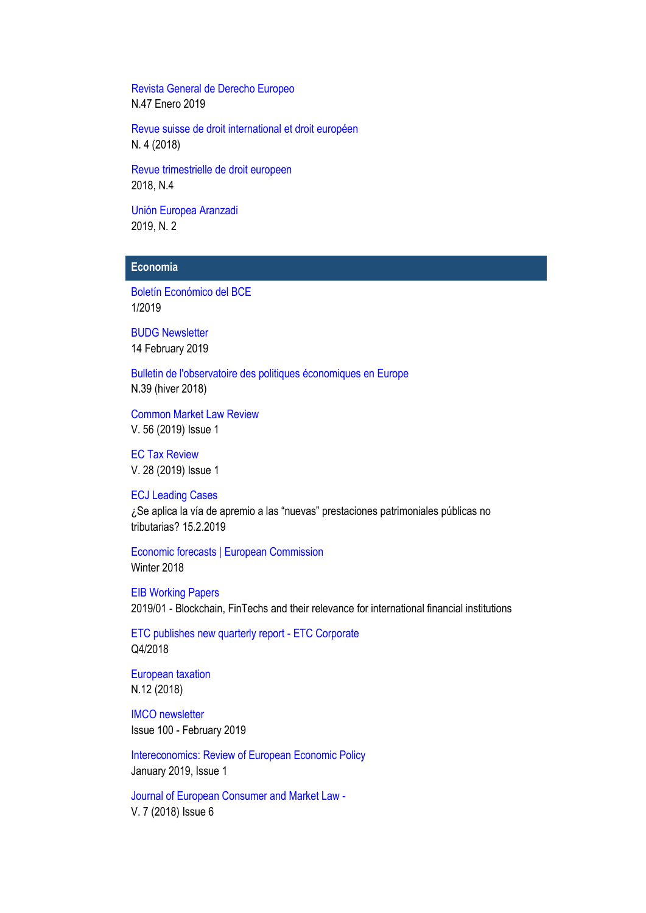Revista General de Derecho Europeo
N.47 Enero 2019

Revue suisse de droit international et droit européen
N. 4 (2018)

Revue trimestrielle de droit europeen
2018, N.4

Unión Europea Aranzadi
2019, N. 2

## Economia

Boletín Económico del BCE
1/2019

BUDG Newsletter
14 February 2019

Bulletin de l'observatoire des politiques économiques en Europe
N.39 (hiver 2018)

Common Market Law Review
V. 56 (2019) Issue 1

EC Tax Review
V. 28 (2019) Issue 1

ECJ Leading Cases
¿Se aplica la vía de apremio a las "nuevas" prestaciones patrimoniales públicas no tributarias? 15.2.2019

Economic forecasts | European Commission
Winter 2018

EIB Working Papers
2019/01 - Blockchain, FinTechs and their relevance for international financial institutions

ETC publishes new quarterly report - ETC Corporate
Q4/2018

European taxation
N.12 (2018)

IMCO newsletter
Issue 100 - February 2019

Intereconomics: Review of European Economic Policy
January 2019, Issue 1

Journal of European Consumer and Market Law -
V. 7 (2018) Issue 6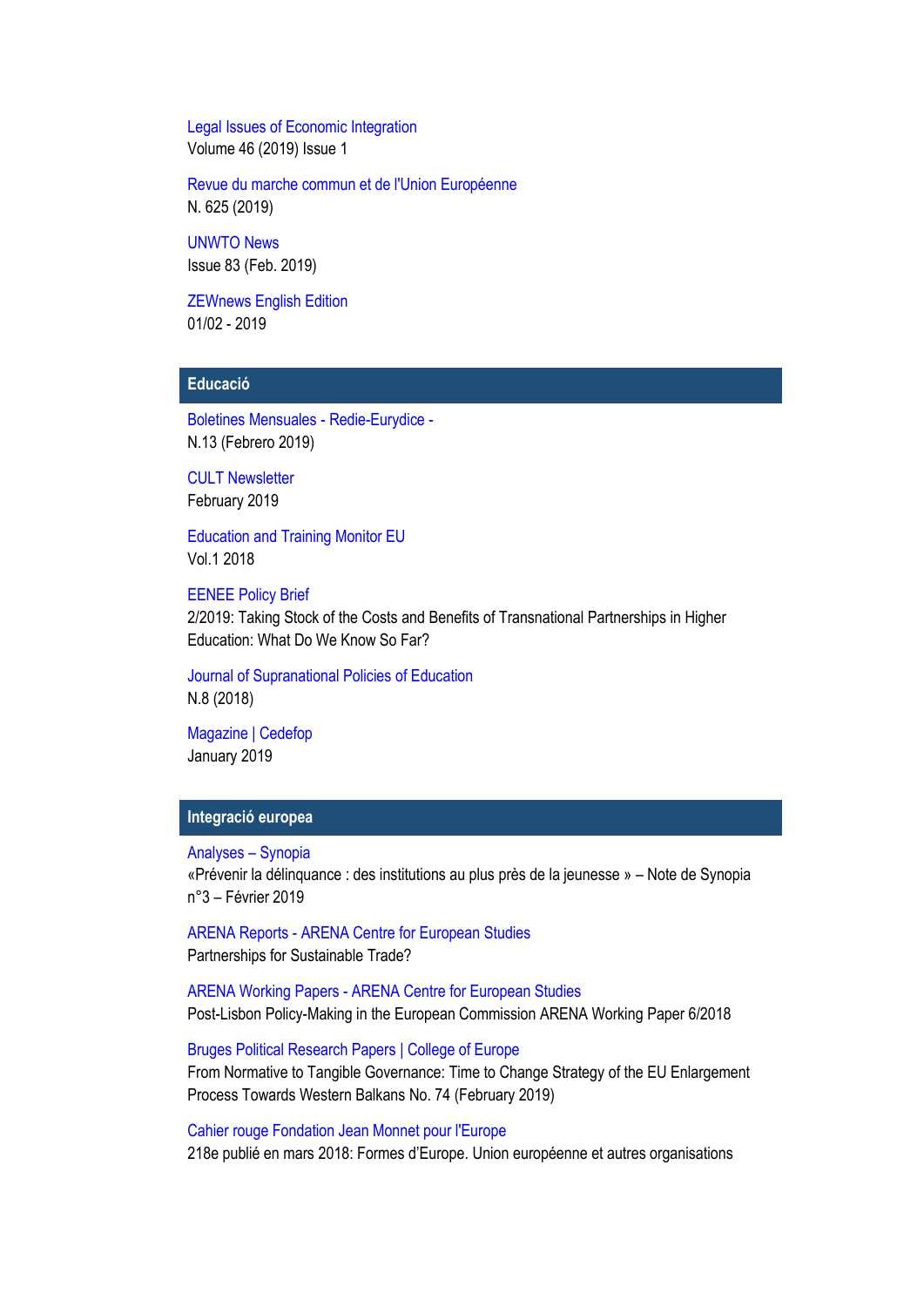Legal Issues of Economic Integration
Volume 46 (2019) Issue 1

Revue du marche commun et de l'Union Européenne
N. 625 (2019)

UNWTO News
Issue 83 (Feb. 2019)

ZEWnews English Edition
01/02 - 2019

## Educació

Boletines Mensuales - Redie-Eurydice -
N.13 (Febrero 2019)

CULT Newsletter
February 2019

Education and Training Monitor EU
Vol.1 2018

EENEE Policy Brief
2/2019: Taking Stock of the Costs and Benefits of Transnational Partnerships in Higher Education: What Do We Know So Far?

Journal of Supranational Policies of Education
N.8 (2018)

Magazine | Cedefop
January 2019

## Integració europea

Analyses – Synopia
«Prévenir la délinquance : des institutions au plus près de la jeunesse » – Note de Synopia n°3 – Février 2019

ARENA Reports - ARENA Centre for European Studies
Partnerships for Sustainable Trade?

ARENA Working Papers - ARENA Centre for European Studies
Post-Lisbon Policy-Making in the European Commission ARENA Working Paper 6/2018

Bruges Political Research Papers | College of Europe
From Normative to Tangible Governance: Time to Change Strategy of the EU Enlargement Process Towards Western Balkans No. 74 (February 2019)

Cahier rouge Fondation Jean Monnet pour l'Europe
218e publié en mars 2018: Formes d'Europe. Union européenne et autres organisations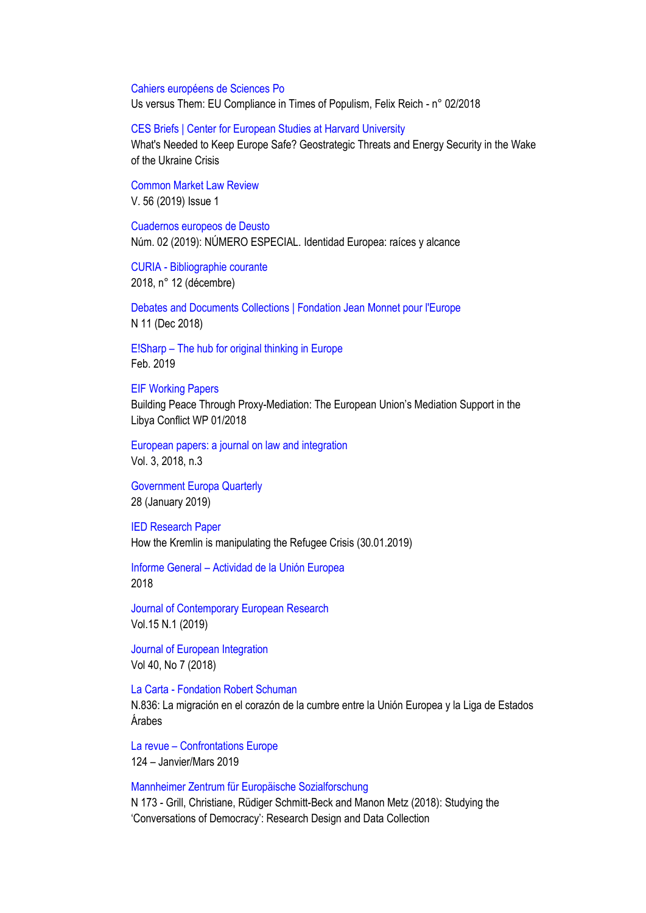Cahiers européens de Sciences Po
Us versus Them: EU Compliance in Times of Populism, Felix Reich - n° 02/2018

CES Briefs | Center for European Studies at Harvard University
What's Needed to Keep Europe Safe? Geostrategic Threats and Energy Security in the Wake of the Ukraine Crisis

Common Market Law Review
V. 56 (2019) Issue 1

Cuadernos europeos de Deusto
Núm. 02 (2019): NÚMERO ESPECIAL. Identidad Europea: raíces y alcance

CURIA - Bibliographie courante
2018, n° 12 (décembre)

Debates and Documents Collections | Fondation Jean Monnet pour l'Europe
N 11 (Dec 2018)

E!Sharp – The hub for original thinking in Europe
Feb. 2019

EIF Working Papers
Building Peace Through Proxy-Mediation: The European Union's Mediation Support in the Libya Conflict WP 01/2018

European papers: a journal on law and integration
Vol. 3, 2018, n.3

Government Europa Quarterly
28 (January 2019)

IED Research Paper
How the Kremlin is manipulating the Refugee Crisis (30.01.2019)

Informe General – Actividad de la Unión Europea
2018

Journal of Contemporary European Research
Vol.15 N.1 (2019)

Journal of European Integration
Vol 40, No 7 (2018)

La Carta - Fondation Robert Schuman
N.836: La migración en el corazón de la cumbre entre la Unión Europea y la Liga de Estados Árabes

La revue – Confrontations Europe
124 – Janvier/Mars 2019

Mannheimer Zentrum für Europäische Sozialforschung
N 173 - Grill, Christiane, Rüdiger Schmitt-Beck and Manon Metz (2018): Studying the 'Conversations of Democracy': Research Design and Data Collection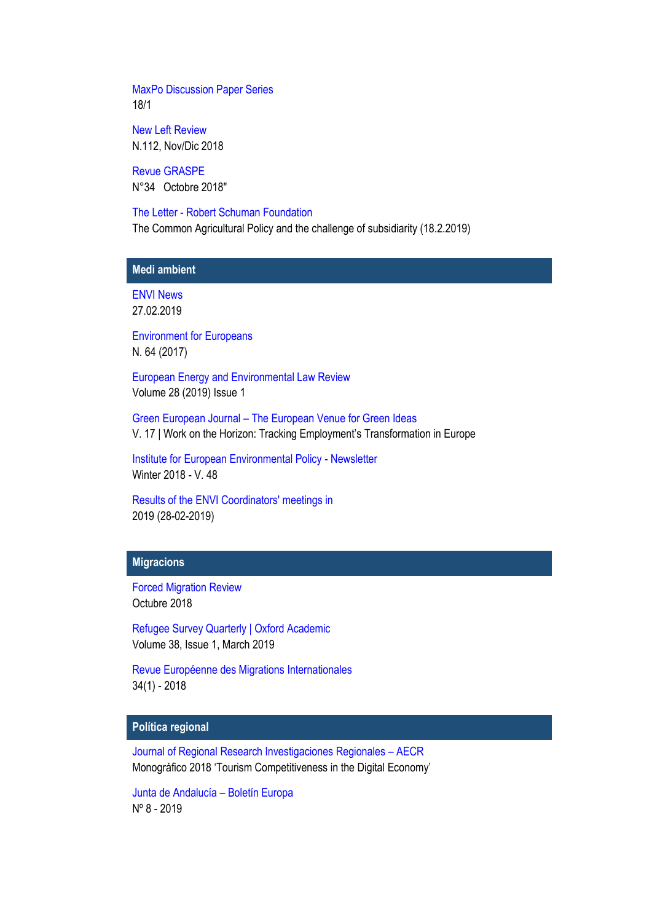MaxPo Discussion Paper Series
18/1

New Left Review
N.112, Nov/Dic 2018

Revue GRASPE
N°34   Octobre 2018"

The Letter - Robert Schuman Foundation
The Common Agricultural Policy and the challenge of subsidiarity (18.2.2019)

## Medi ambient

ENVI News
27.02.2019

Environment for Europeans
N. 64 (2017)

European Energy and Environmental Law Review
Volume 28 (2019) Issue 1

Green European Journal – The European Venue for Green Ideas
V. 17 | Work on the Horizon: Tracking Employment's Transformation in Europe

Institute for European Environmental Policy - Newsletter
Winter 2018 - V. 48

Results of the ENVI Coordinators' meetings in
2019 (28-02-2019)

## Migracions

Forced Migration Review
Octubre 2018

Refugee Survey Quarterly | Oxford Academic
Volume 38, Issue 1, March 2019

Revue Européenne des Migrations Internationales
34(1) - 2018

## Política regional

Journal of Regional Research Investigaciones Regionales – AECR
Monográfico 2018 'Tourism Competitiveness in the Digital Economy'

Junta de Andalucía – Boletín Europa
Nº 8 - 2019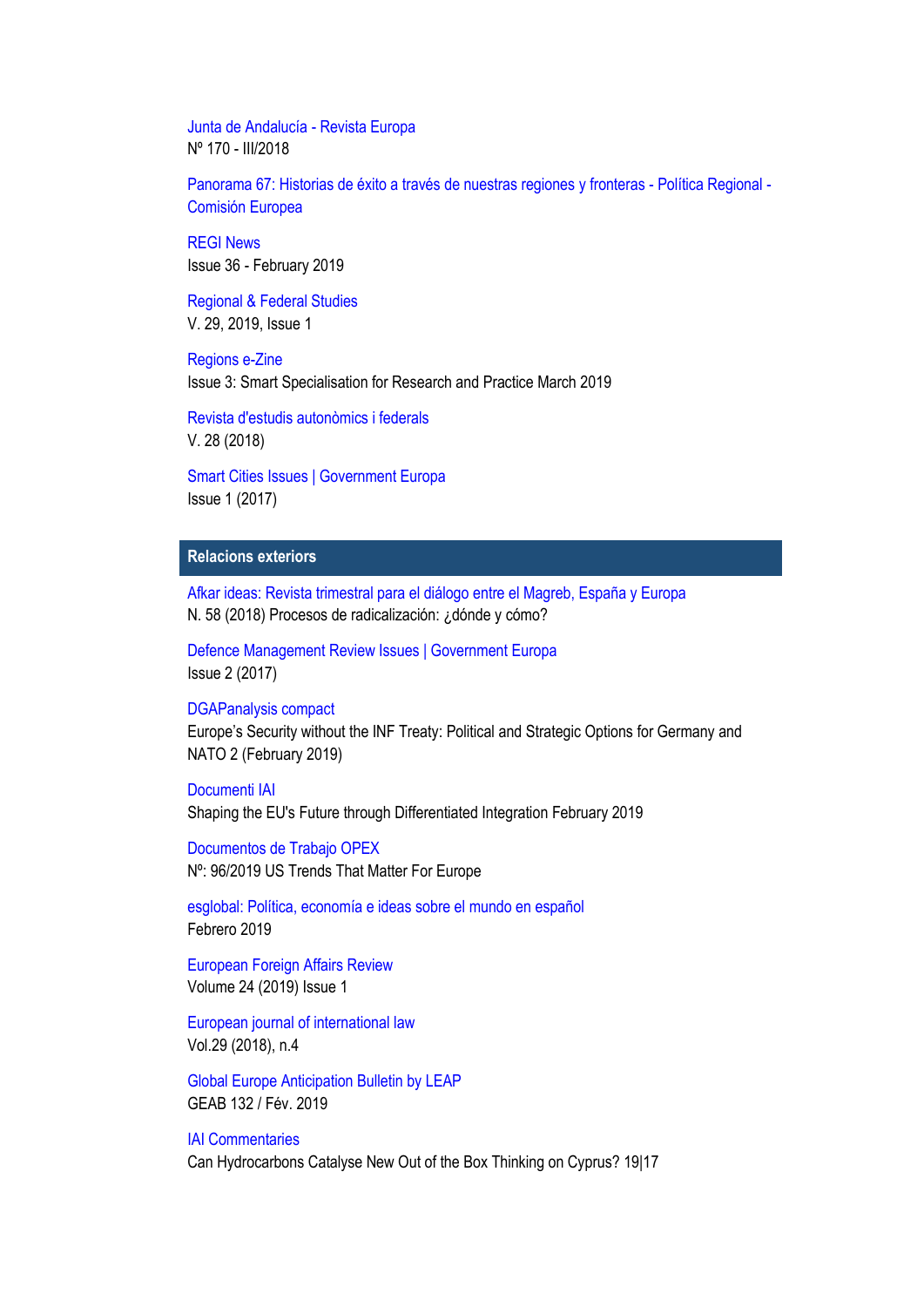Junta de Andalucía - Revista Europa
Nº 170 - III/2018

Panorama 67: Historias de éxito a través de nuestras regiones y fronteras - Política Regional - Comisión Europea

REGI News
Issue 36 - February 2019

Regional & Federal Studies
V. 29, 2019, Issue 1

Regions e-Zine
Issue 3: Smart Specialisation for Research and Practice March 2019

Revista d'estudis autonòmics i federals
V. 28 (2018)

Smart Cities Issues | Government Europa
Issue 1 (2017)

## Relacions exteriors

Afkar ideas: Revista trimestral para el diálogo entre el Magreb, España y Europa
N. 58 (2018) Procesos de radicalización: ¿dónde y cómo?

Defence Management Review Issues | Government Europa
Issue 2 (2017)

DGAPanalysis compact
Europe's Security without the INF Treaty: Political and Strategic Options for Germany and NATO 2 (February 2019)

Documenti IAI
Shaping the EU's Future through Differentiated Integration February 2019

Documentos de Trabajo OPEX
Nº: 96/2019 US Trends That Matter For Europe

esglobal: Política, economía e ideas sobre el mundo en español
Febrero 2019

European Foreign Affairs Review
Volume 24 (2019) Issue 1

European journal of international law
Vol.29 (2018), n.4

Global Europe Anticipation Bulletin by LEAP
GEAB 132 / Fév. 2019

IAI Commentaries
Can Hydrocarbons Catalyse New Out of the Box Thinking on Cyprus? 19|17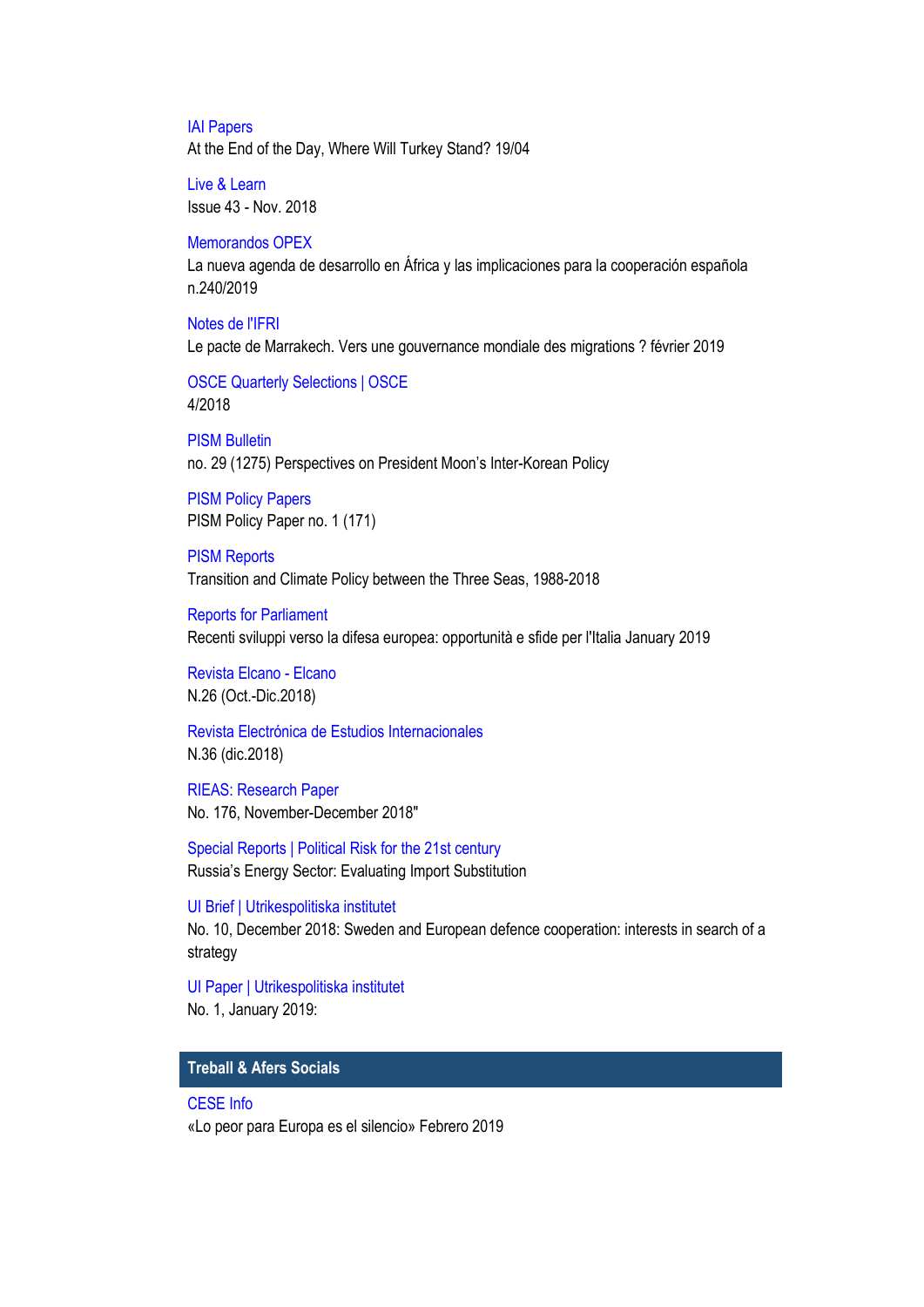IAI Papers
At the End of the Day, Where Will Turkey Stand? 19/04

Live & Learn
Issue 43 - Nov. 2018

Memorandos OPEX
La nueva agenda de desarrollo en África y las implicaciones para la cooperación española n.240/2019

Notes de l'IFRI
Le pacte de Marrakech. Vers une gouvernance mondiale des migrations ? février 2019

OSCE Quarterly Selections | OSCE
4/2018

PISM Bulletin
no. 29 (1275) Perspectives on President Moon's Inter-Korean Policy

PISM Policy Papers
PISM Policy Paper no. 1 (171)

PISM Reports
Transition and Climate Policy between the Three Seas, 1988-2018

Reports for Parliament
Recenti sviluppi verso la difesa europea: opportunità e sfide per l'Italia January 2019

Revista Elcano - Elcano
N.26 (Oct.-Dic.2018)

Revista Electrónica de Estudios Internacionales
N.36 (dic.2018)

RIEAS: Research Paper
No. 176, November-December 2018"

Special Reports | Political Risk for the 21st century
Russia's Energy Sector: Evaluating Import Substitution

UI Brief | Utrikespolitiska institutet
No. 10, December 2018: Sweden and European defence cooperation: interests in search of a strategy

UI Paper | Utrikespolitiska institutet
No. 1, January 2019:

## Treball & Afers Socials

CESE Info
«Lo peor para Europa es el silencio» Febrero 2019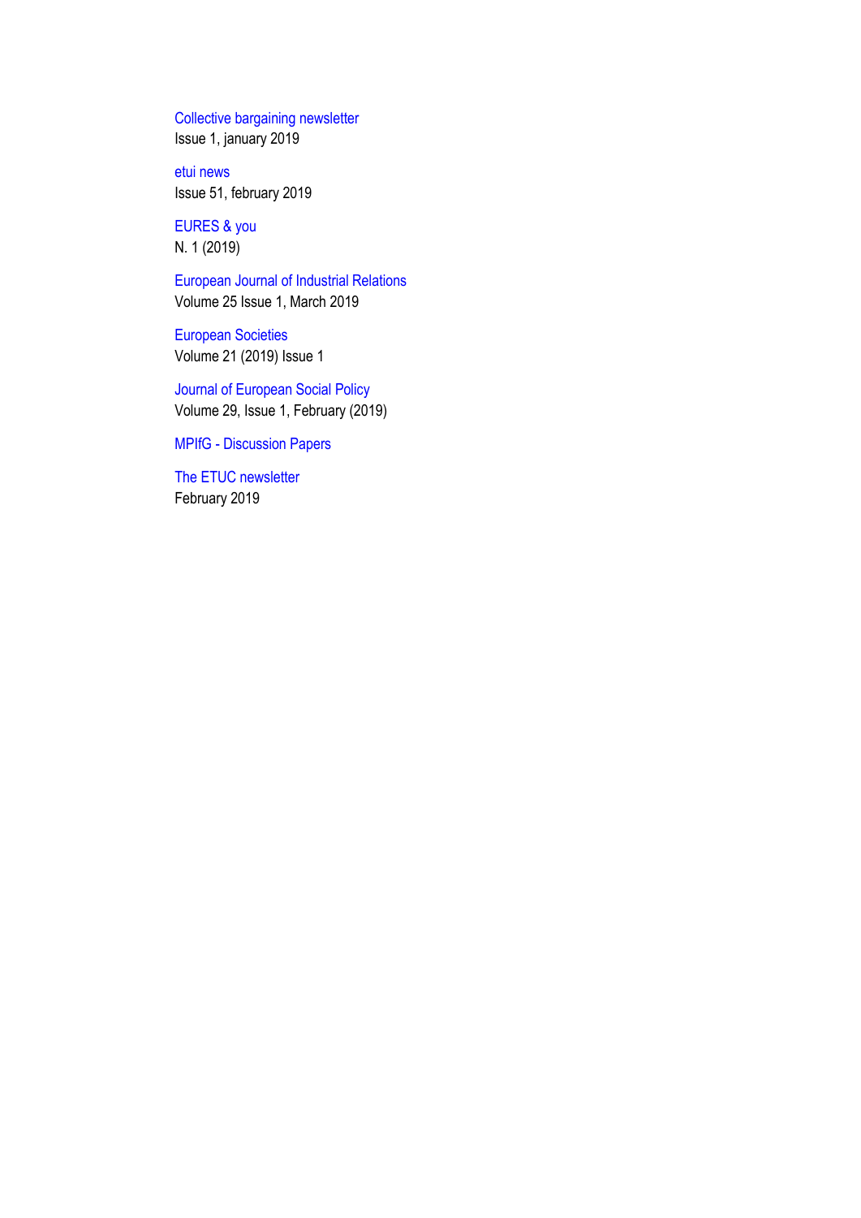Collective bargaining newsletter
Issue 1, january 2019

etui news
Issue 51, february 2019

EURES & you
N. 1 (2019)

European Journal of Industrial Relations
Volume 25 Issue 1, March 2019

European Societies
Volume 21 (2019) Issue 1

Journal of European Social Policy
Volume 29, Issue 1, February (2019)

MPIfG - Discussion Papers

The ETUC newsletter
February 2019